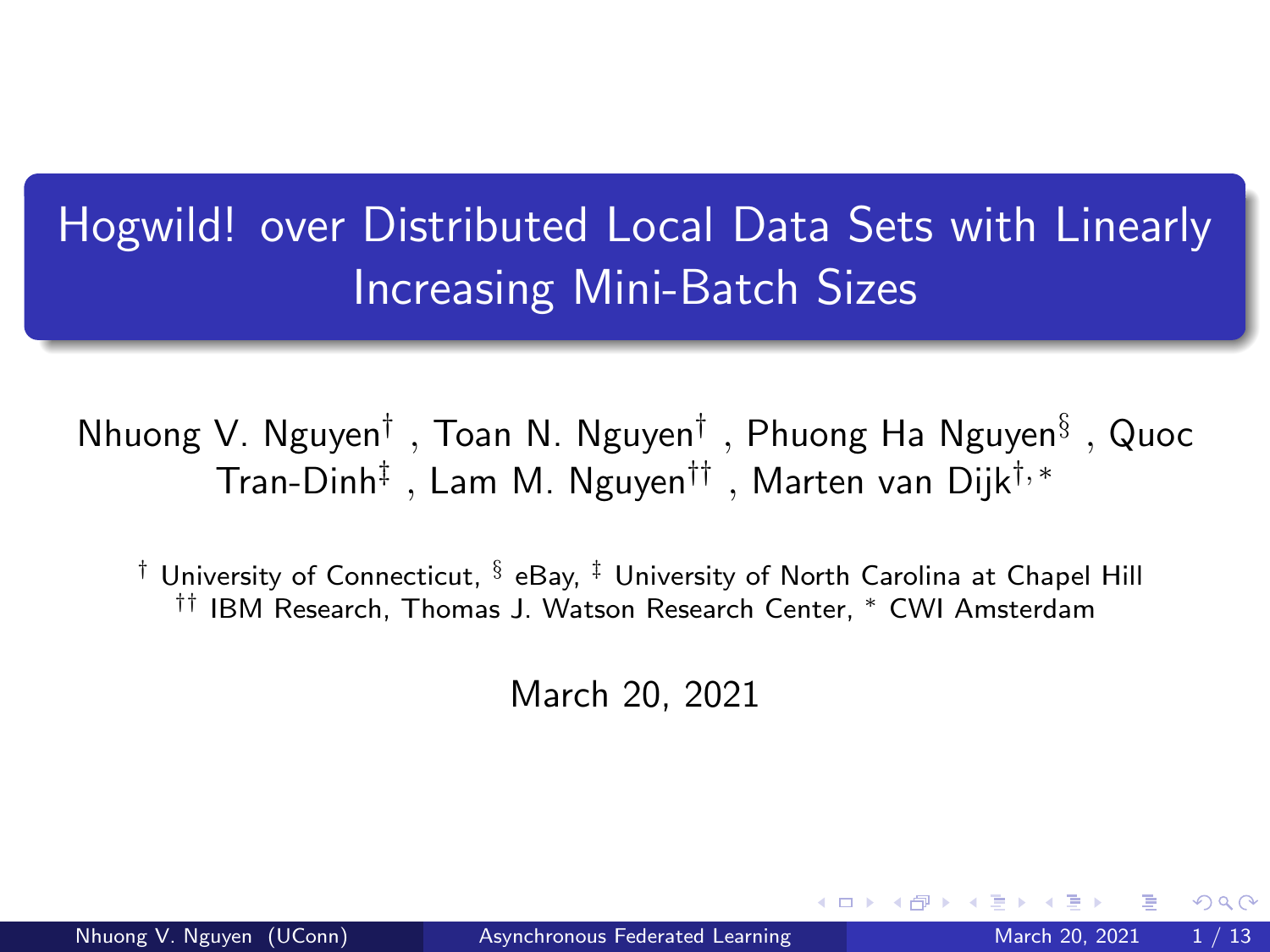# Hogwild! over Distributed Local Data Sets with Linearly Increasing Mini-Batch Sizes

Nhuong V. Nguyen[†] , Toan N. Nguyen[†] , Phuong Ha Nguyen[§] , Quoc Tran-Dinh[‡] , Lam M. Nguyen[††] , Marten van Dijk[†,*]

[†] University of Connecticut, [§] eBay, [‡] University of North Carolina at Chapel Hill
[††] IBM Research, Thomas J. Watson Research Center, [*] CWI Amsterdam

March 20, 2021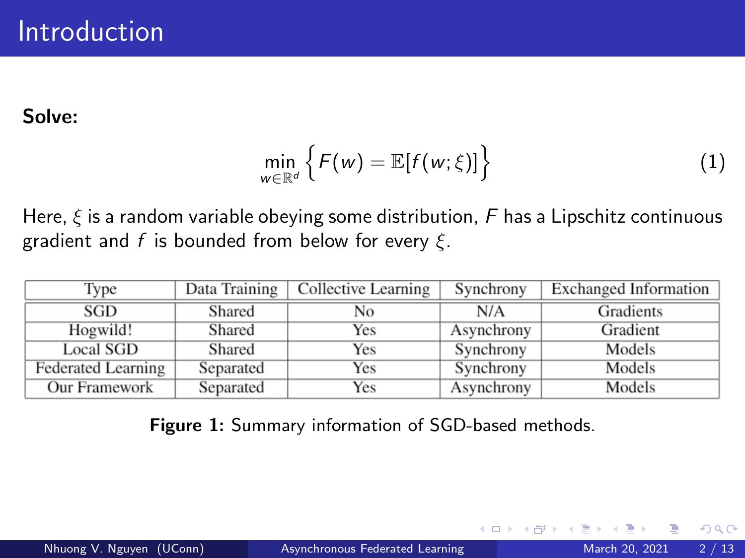# Introduction

**Solve:**

$$\min_{w \in \mathbb{R}^d} \left\{ F(w) = \mathbb{E}[f(w;\xi)] \right\} \tag{1}$$

Here, $\xi$ is a random variable obeying some distribution, $F$ has a Lipschitz continuous gradient and $f$ is bounded from below for every $\xi$.

| Type | Data Training | Collective Learning | Synchrony | Exchanged Information |
|---|---|---|---|---|
| SGD | Shared | No | N/A | Gradients |
| Hogwild! | Shared | Yes | Asynchrony | Gradient |
| Local SGD | Shared | Yes | Synchrony | Models |
| Federated Learning | Separated | Yes | Synchrony | Models |
| Our Framework | Separated | Yes | Asynchrony | Models |

**Figure 1:** Summary information of SGD-based methods.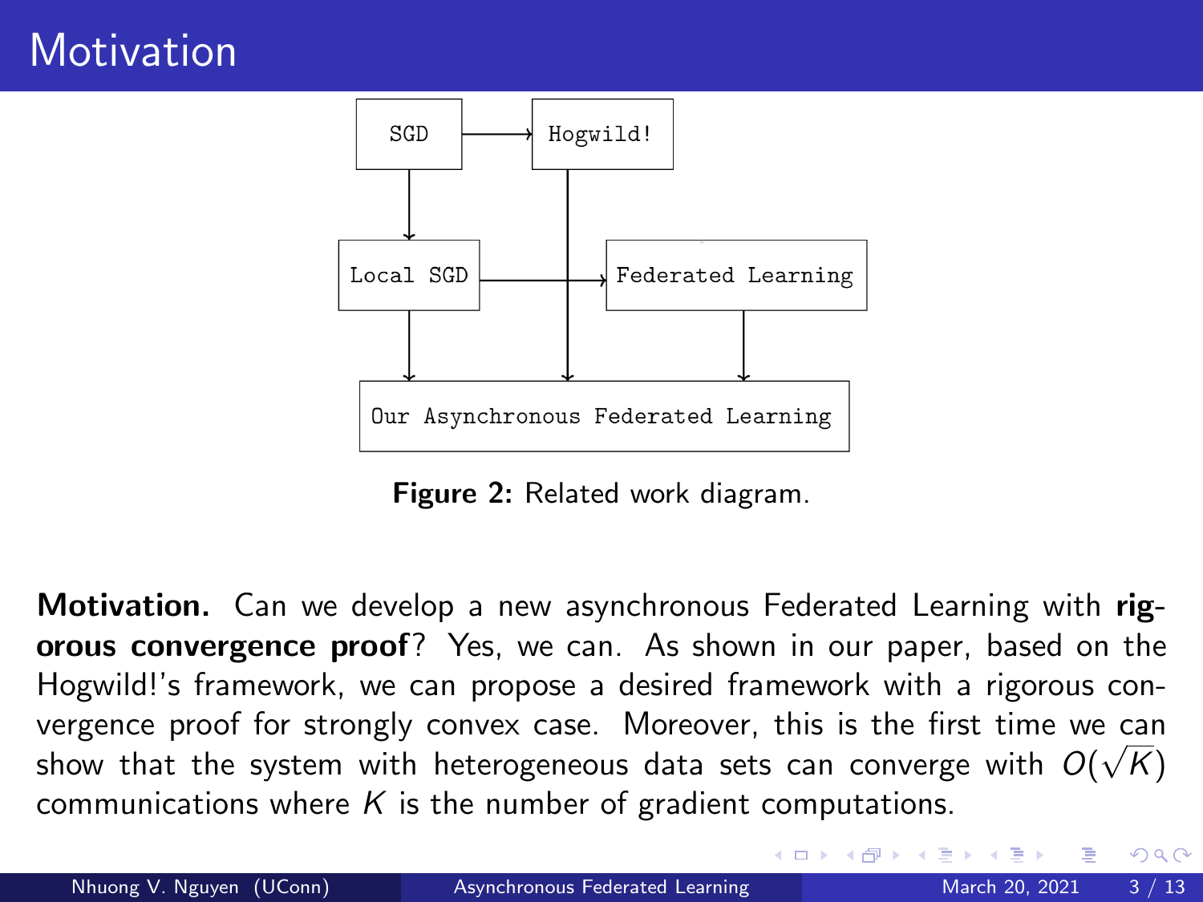# Motivation

SGD

Hogwild!

Local SGD

Federated Learning

Our Asynchronous Federated Learning

**Figure 2:** Related work diagram.

**Motivation.** Can we develop a new asynchronous Federated Learning with **rigorous convergence proof**? Yes, we can. As shown in our paper, based on the Hogwild!'s framework, we can propose a desired framework with a rigorous convergence proof for strongly convex case. Moreover, this is the first time we can show that the system with heterogeneous data sets can converge with $O(\sqrt{K})$ communications where $K$ is the number of gradient computations.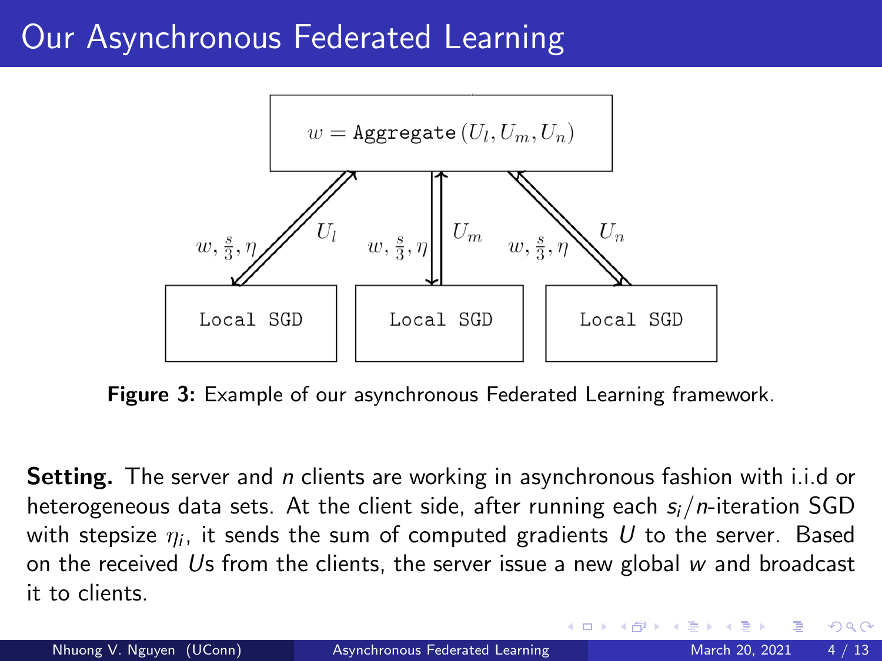# Our Asynchronous Federated Learning

$w = \texttt{Aggregate}(U_l, U_m, U_n)$

$w, \frac{s}{3}, \eta$ $U_l$

$w, \frac{s}{3}, \eta$ $U_m$

$w, \frac{s}{3}, \eta$ $U_n$

Local SGD

Local SGD

Local SGD

**Figure 3:** Example of our asynchronous Federated Learning framework.

**Setting.** The server and $n$ clients are working in asynchronous fashion with i.i.d or heterogeneous data sets. At the client side, after running each $s_i/n$-iteration SGD with stepsize $\eta_i$, it sends the sum of computed gradients $U$ to the server. Based on the received $U$s from the clients, the server issue a new global $w$ and broadcast it to clients.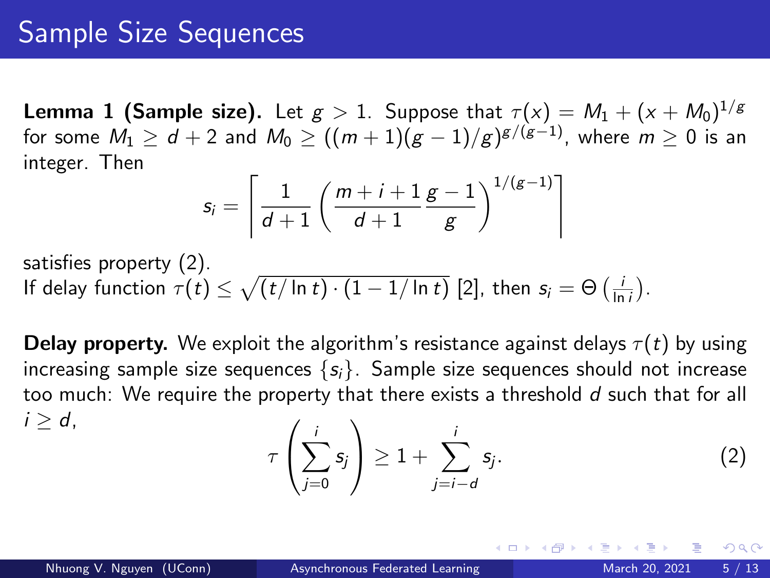# Sample Size Sequences

**Lemma 1 (Sample size).** Let $g > 1$. Suppose that $\tau(x) = M_1 + (x + M_0)^{1/g}$ for some $M_1 \geq d + 2$ and $M_0 \geq ((m+1)(g-1)/g)^{g/(g-1)}$, where $m \geq 0$ is an integer. Then

$$s_i = \left\lceil \frac{1}{d+1} \left( \frac{m+i+1}{d+1} \frac{g-1}{g} \right)^{1/(g-1)} \right\rceil$$

satisfies property (2).

If delay function $\tau(t) \leq \sqrt{(t/\ln t) \cdot (1 - 1/\ln t)}$ [2], then $s_i = \Theta\left(\frac{i}{\ln i}\right)$.

**Delay property.** We exploit the algorithm's resistance against delays $\tau(t)$ by using increasing sample size sequences $\{s_i\}$. Sample size sequences should not increase too much: We require the property that there exists a threshold $d$ such that for all $i \geq d$,

$$\tau\left(\sum_{j=0}^{i} s_j\right) \geq 1 + \sum_{j=i-d}^{i} s_j. \tag{2}$$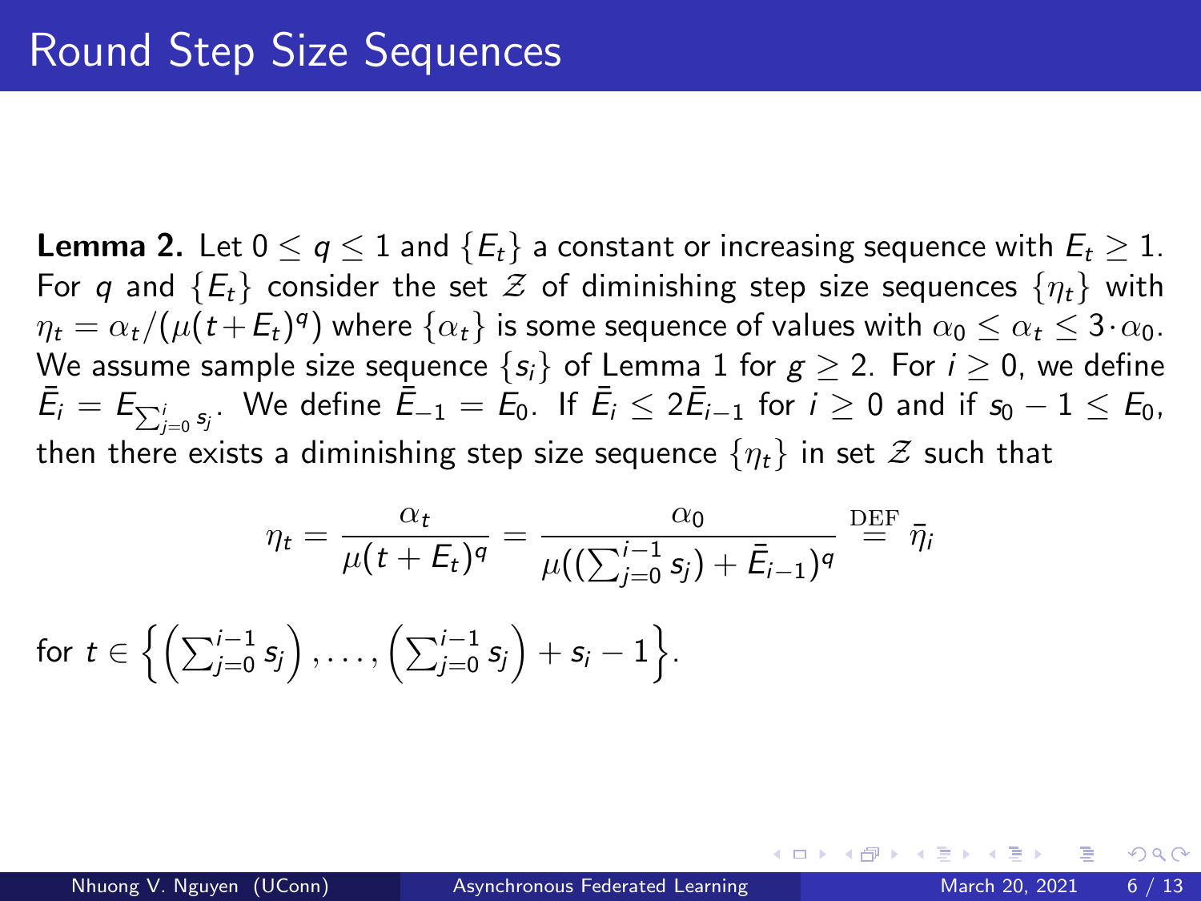# Round Step Size Sequences

**Lemma 2.** Let $0 \le q \le 1$ and $\{E_t\}$ a constant or increasing sequence with $E_t \ge 1$. For $q$ and $\{E_t\}$ consider the set $\mathcal{Z}$ of diminishing step size sequences $\{\eta_t\}$ with $\eta_t = \alpha_t/(\mu(t+E_t)^q)$ where $\{\alpha_t\}$ is some sequence of values with $\alpha_0 \le \alpha_t \le 3 \cdot \alpha_0$. We assume sample size sequence $\{s_i\}$ of Lemma 1 for $g \ge 2$. For $i \ge 0$, we define $\bar{E}_i = E_{\sum_{j=0}^{i} s_j}$. We define $\bar{E}_{-1} = E_0$. If $\bar{E}_i \le 2\bar{E}_{i-1}$ for $i \ge 0$ and if $s_0 - 1 \le E_0$, then there exists a diminishing step size sequence $\{\eta_t\}$ in set $\mathcal{Z}$ such that

$$\eta_t = \frac{\alpha_t}{\mu(t + E_t)^q} = \frac{\alpha_0}{\mu((\sum_{j=0}^{i-1} s_j) + \bar{E}_{i-1})^q} \stackrel{\text{DEF}}{=} \bar{\eta}_i$$

for $t \in \left\{ \left(\sum_{j=0}^{i-1} s_j\right), \ldots, \left(\sum_{j=0}^{i-1} s_j\right) + s_i - 1 \right\}$.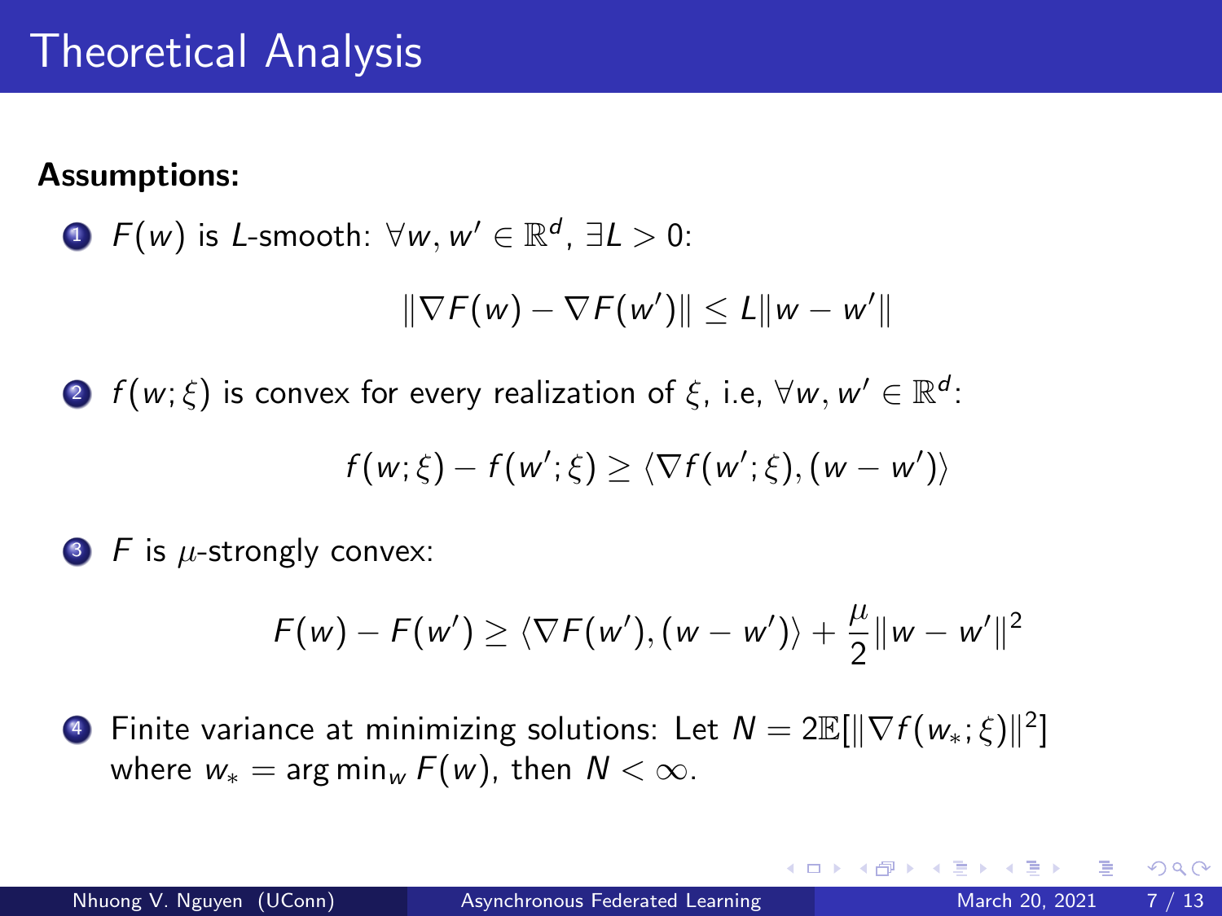# Theoretical Analysis

**Assumptions:**

1. $F(w)$ is $L$-smooth: $\forall w, w' \in \mathbb{R}^d$, $\exists L > 0$:

$$\|\nabla F(w) - \nabla F(w')\| \leq L\|w - w'\|$$

2. $f(w;\xi)$ is convex for every realization of $\xi$, i.e, $\forall w, w' \in \mathbb{R}^d$:

$$f(w;\xi) - f(w';\xi) \geq \langle \nabla f(w';\xi), (w - w') \rangle$$

3. $F$ is $\mu$-strongly convex:

$$F(w) - F(w') \geq \langle \nabla F(w'), (w - w') \rangle + \frac{\mu}{2}\|w - w'\|^2$$

4. Finite variance at minimizing solutions: Let $N = 2\mathbb{E}[\|\nabla f(w_*;\xi)\|^2]$ where $w_* = \arg\min_w F(w)$, then $N < \infty$.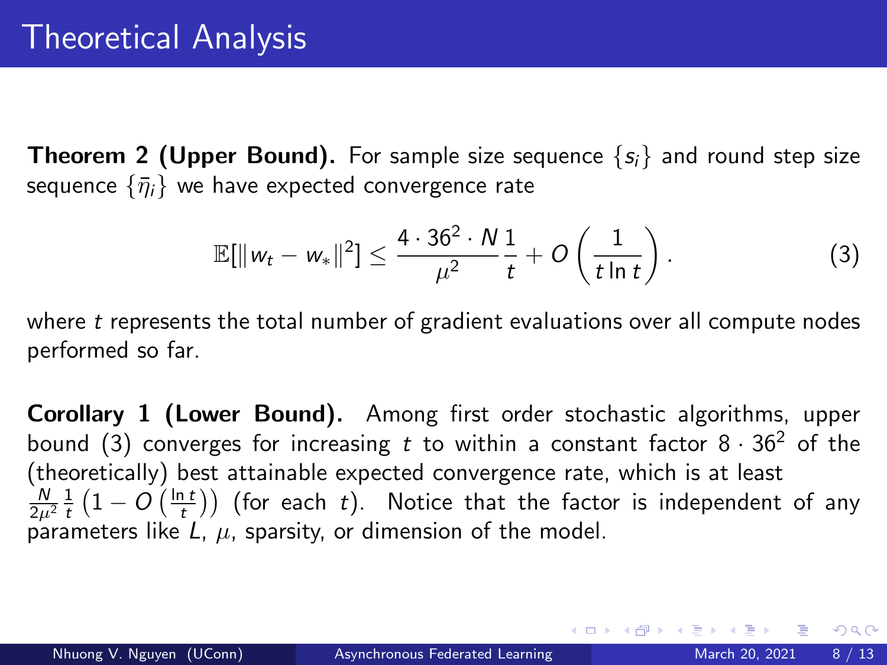# Theoretical Analysis

**Theorem 2 (Upper Bound).** For sample size sequence $\{s_i\}$ and round step size sequence $\{\bar{\eta}_i\}$ we have expected convergence rate

$$\mathbb{E}[\|w_t - w_*\|^2] \leq \frac{4 \cdot 36^2 \cdot N}{\mu^2} \frac{1}{t} + O\left(\frac{1}{t \ln t}\right). \tag{3}$$

where $t$ represents the total number of gradient evaluations over all compute nodes performed so far.

**Corollary 1 (Lower Bound).** Among first order stochastic algorithms, upper bound (3) converges for increasing $t$ to within a constant factor $8 \cdot 36^2$ of the (theoretically) best attainable expected convergence rate, which is at least $\frac{N}{2\mu^2} \frac{1}{t} \left(1 - O\left(\frac{\ln t}{t}\right)\right)$ (for each $t$). Notice that the factor is independent of any parameters like $L$, $\mu$, sparsity, or dimension of the model.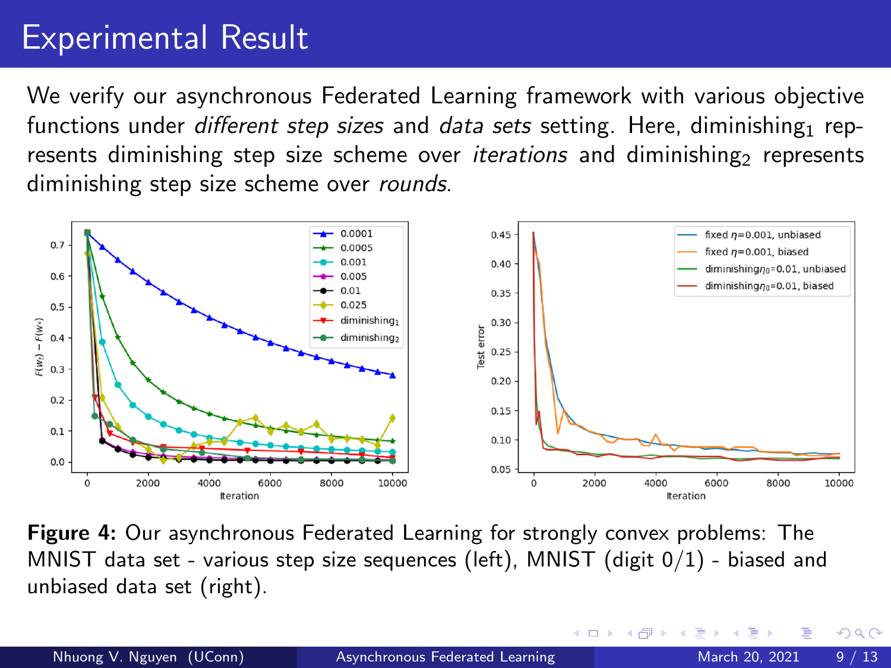# Experimental Result

We verify our asynchronous Federated Learning framework with various objective functions under *different step sizes* and *data sets* setting. Here, diminishing$_1$ represents diminishing step size scheme over *iterations* and diminishing$_2$ represents diminishing step size scheme over *rounds*.

$F(w_t) - F(w_*)$

0.0 0.1 0.2 0.3 0.4 0.5 0.6 0.7

0 2000 4000 6000 8000 10000

Iteration

0.0001
0.0005
0.001
0.005
0.01
0.025
diminishing$_1$
diminishing$_2$

Test error

0.05 0.10 0.15 0.20 0.25 0.30 0.35 0.40 0.45

0 2000 4000 6000 8000 10000

Iteration

fixed $\eta$=0.001, unbiased
fixed $\eta$=0.001, biased
diminishing$\eta_0$=0.01, unbiased
diminishing$\eta_0$=0.01, biased

**Figure 4:** Our asynchronous Federated Learning for strongly convex problems: The MNIST data set - various step size sequences (left), MNIST (digit 0/1) - biased and unbiased data set (right).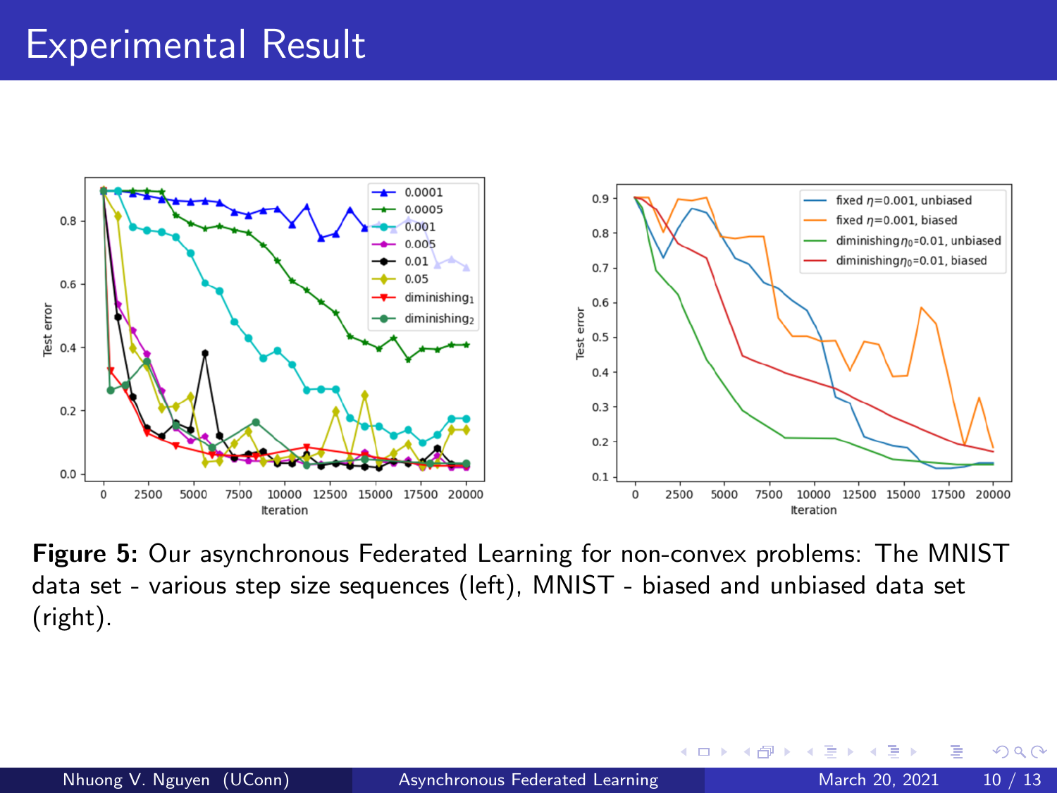# Experimental Result

**Figure 5:** Our asynchronous Federated Learning for non-convex problems: The MNIST data set - various step size sequences (left), MNIST - biased and unbiased data set (right).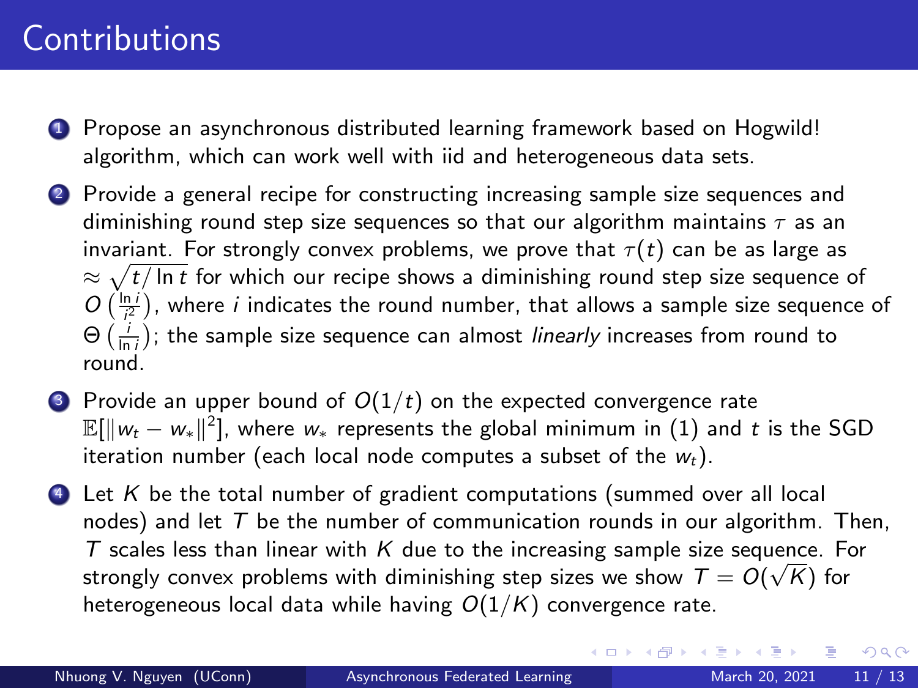# Contributions

1. Propose an asynchronous distributed learning framework based on Hogwild! algorithm, which can work well with iid and heterogeneous data sets.
2. Provide a general recipe for constructing increasing sample size sequences and diminishing round step size sequences so that our algorithm maintains $\tau$ as an invariant. For strongly convex problems, we prove that $\tau(t)$ can be as large as $\approx \sqrt{t/\ln t}$ for which our recipe shows a diminishing round step size sequence of $O\left(\frac{\ln i}{i^2}\right)$, where $i$ indicates the round number, that allows a sample size sequence of $\Theta\left(\frac{i}{\ln i}\right)$; the sample size sequence can almost *linearly* increases from round to round.
3. Provide an upper bound of $O(1/t)$ on the expected convergence rate $\mathbb{E}[\|w_t - w_*\|^2]$, where $w_*$ represents the global minimum in (1) and $t$ is the SGD iteration number (each local node computes a subset of the $w_t$).
4. Let $K$ be the total number of gradient computations (summed over all local nodes) and let $T$ be the number of communication rounds in our algorithm. Then, $T$ scales less than linear with $K$ due to the increasing sample size sequence. For strongly convex problems with diminishing step sizes we show $T = O(\sqrt{K})$ for heterogeneous local data while having $O(1/K)$ convergence rate.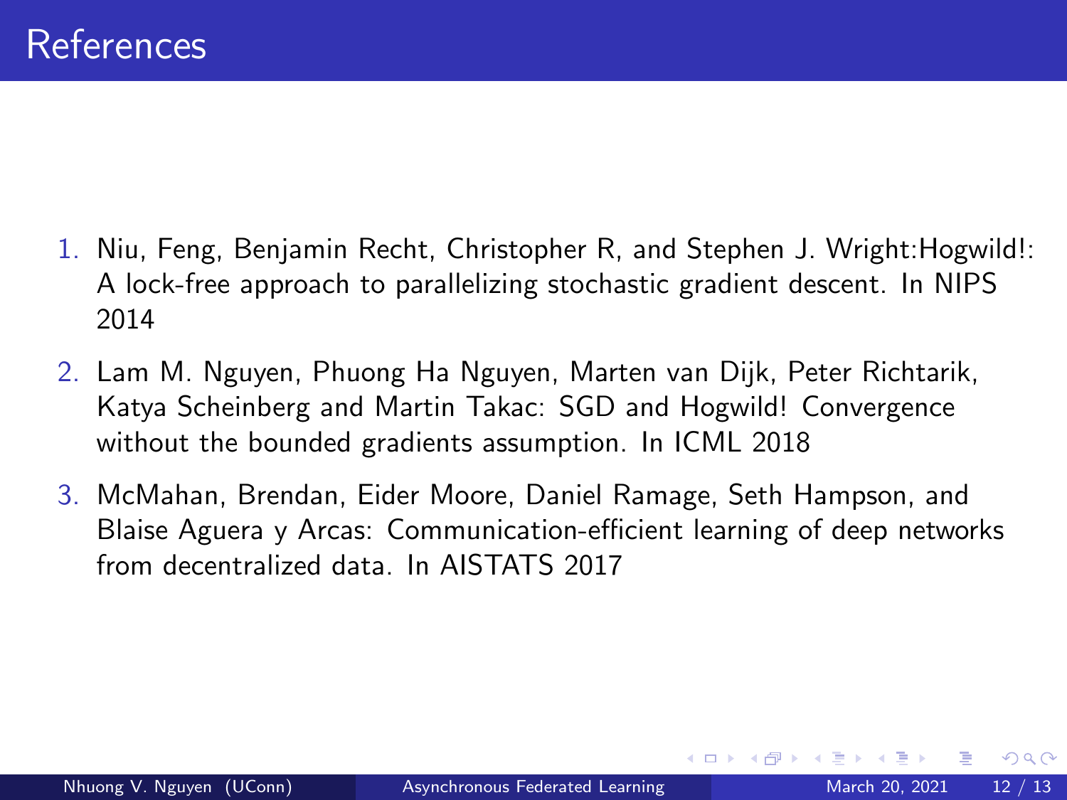# References

1. Niu, Feng, Benjamin Recht, Christopher R, and Stephen J. Wright:Hogwild!: A lock-free approach to parallelizing stochastic gradient descent. In NIPS 2014
2. Lam M. Nguyen, Phuong Ha Nguyen, Marten van Dijk, Peter Richtarik, Katya Scheinberg and Martin Takac: SGD and Hogwild! Convergence without the bounded gradients assumption. In ICML 2018
3. McMahan, Brendan, Eider Moore, Daniel Ramage, Seth Hampson, and Blaise Aguera y Arcas: Communication-efficient learning of deep networks from decentralized data. In AISTATS 2017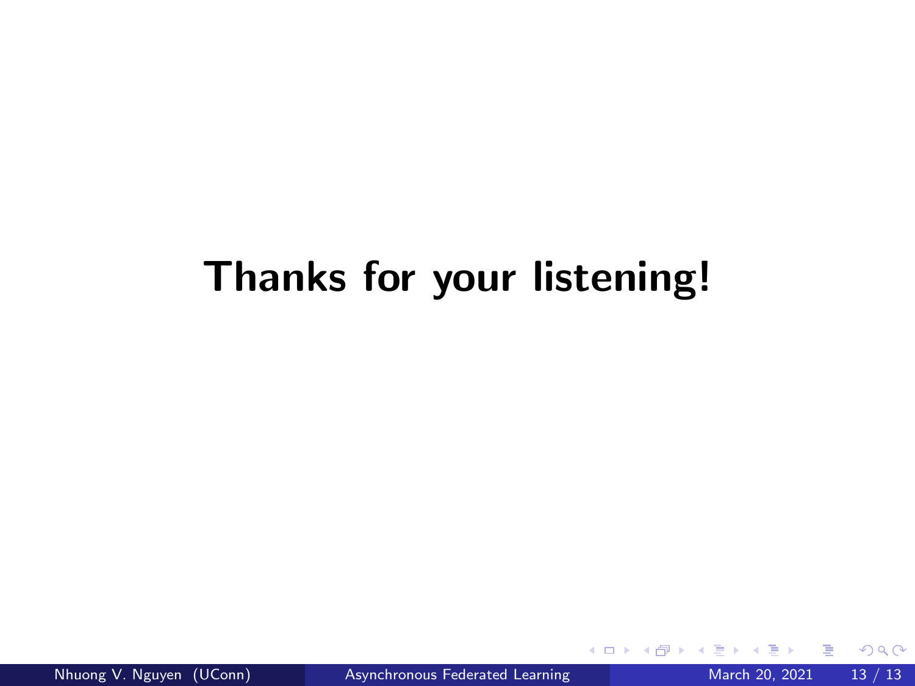# Thanks for your listening!